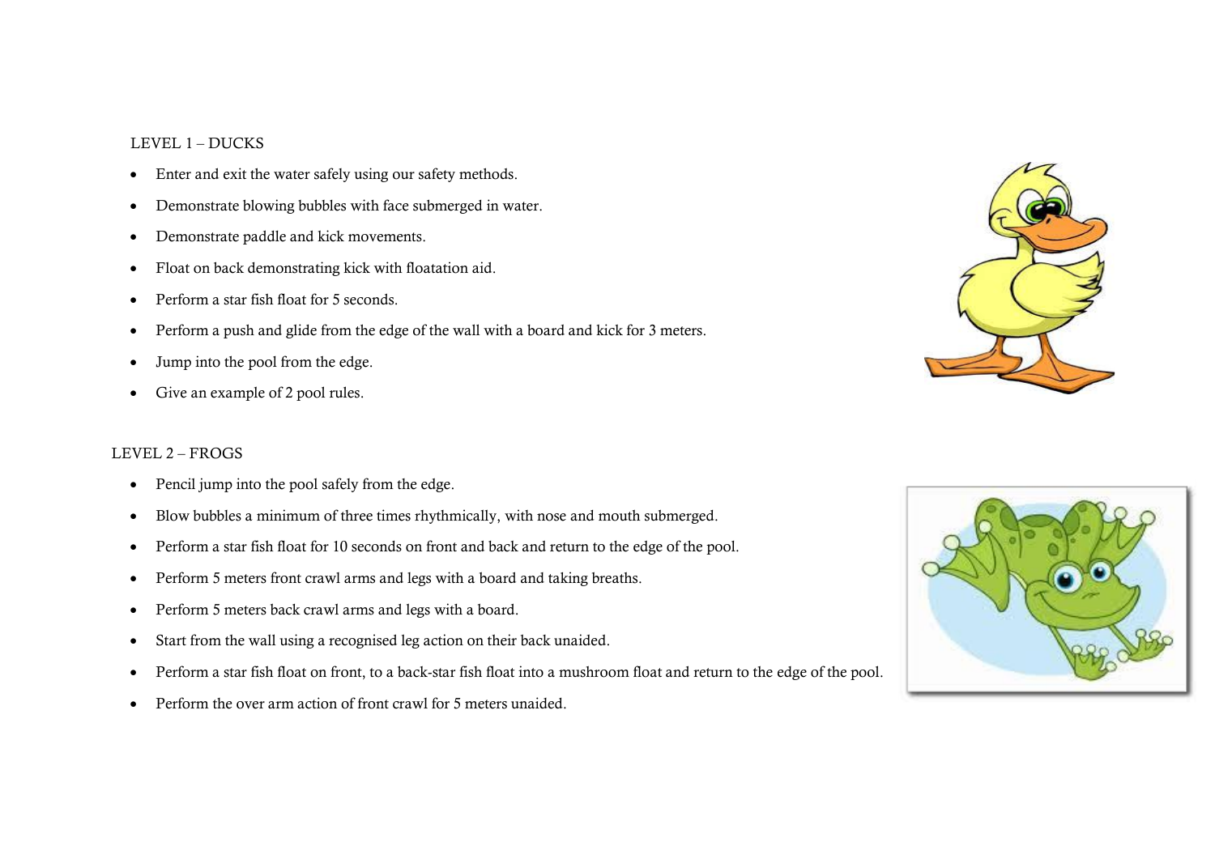## LEVEL 1 – DUCKS

- Enter and exit the water safely using our safety methods.
- Demonstrate blowing bubbles with face submerged in water.
- Demonstrate paddle and kick movements.
- Float on back demonstrating kick with floatation aid.
- Perform a star fish float for 5 seconds.
- Perform a push and glide from the edge of the wall with a board and kick for 3 meters.
- Jump into the pool from the edge.
- Give an example of 2 pool rules.

## LEVEL 2 – FROGS

- Pencil jump into the pool safely from the edge.
- Blow bubbles a minimum of three times rhythmically, with nose and mouth submerged.
- Perform a star fish float for 10 seconds on front and back and return to the edge of the pool.
- Perform 5 meters front crawl arms and legs with a board and taking breaths.
- Perform 5 meters back crawl arms and legs with a board.
- Start from the wall using a recognised leg action on their back unaided.
- Perform a star fish float on front, to a back-star fish float into a mushroom float and return to the edge of the pool.
- Perform the over arm action of front crawl for 5 meters unaided.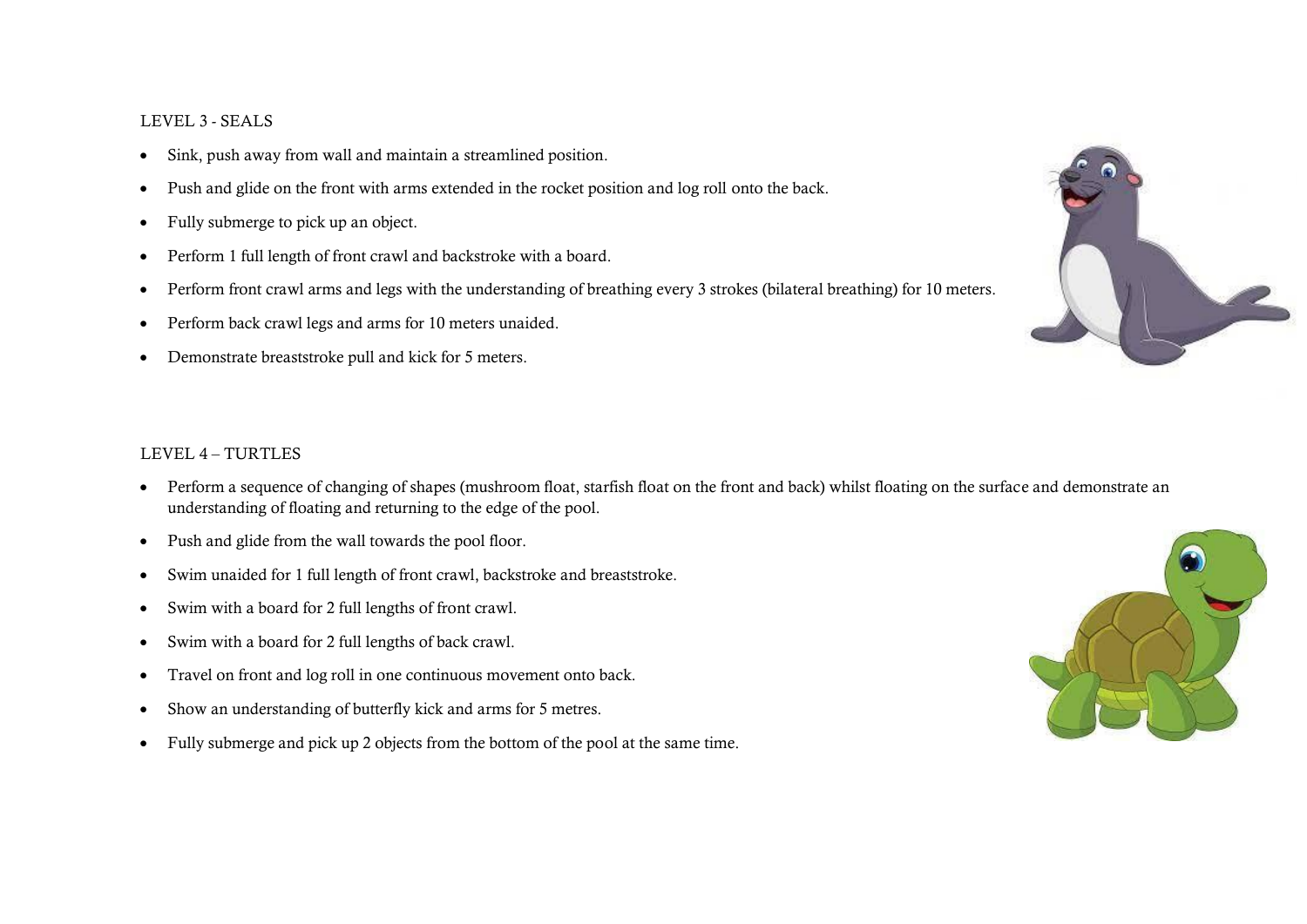## LEVEL 3 - SEALS

- Sink, push away from wall and maintain a streamlined position.
- Push and glide on the front with arms extended in the rocket position and log roll onto the back.
- Fully submerge to pick up an object.
- Perform 1 full length of front crawl and backstroke with a board.
- Perform front crawl arms and legs with the understanding of breathing every 3 strokes (bilateral breathing) for 10 meters.
- Perform back crawl legs and arms for 10 meters unaided.
- Demonstrate breaststroke pull and kick for 5 meters.

## LEVEL 4 – TURTLES

- Perform a sequence of changing of shapes (mushroom float, starfish float on the front and back) whilst floating on the surface and demonstrate an understanding of floating and returning to the edge of the pool.
- Push and glide from the wall towards the pool floor.
- Swim unaided for 1 full length of front crawl, backstroke and breaststroke.
- Swim with a board for 2 full lengths of front crawl.
- Swim with a board for 2 full lengths of back crawl.
- Travel on front and log roll in one continuous movement onto back.
- Show an understanding of butterfly kick and arms for 5 metres.
- Fully submerge and pick up 2 objects from the bottom of the pool at the same time.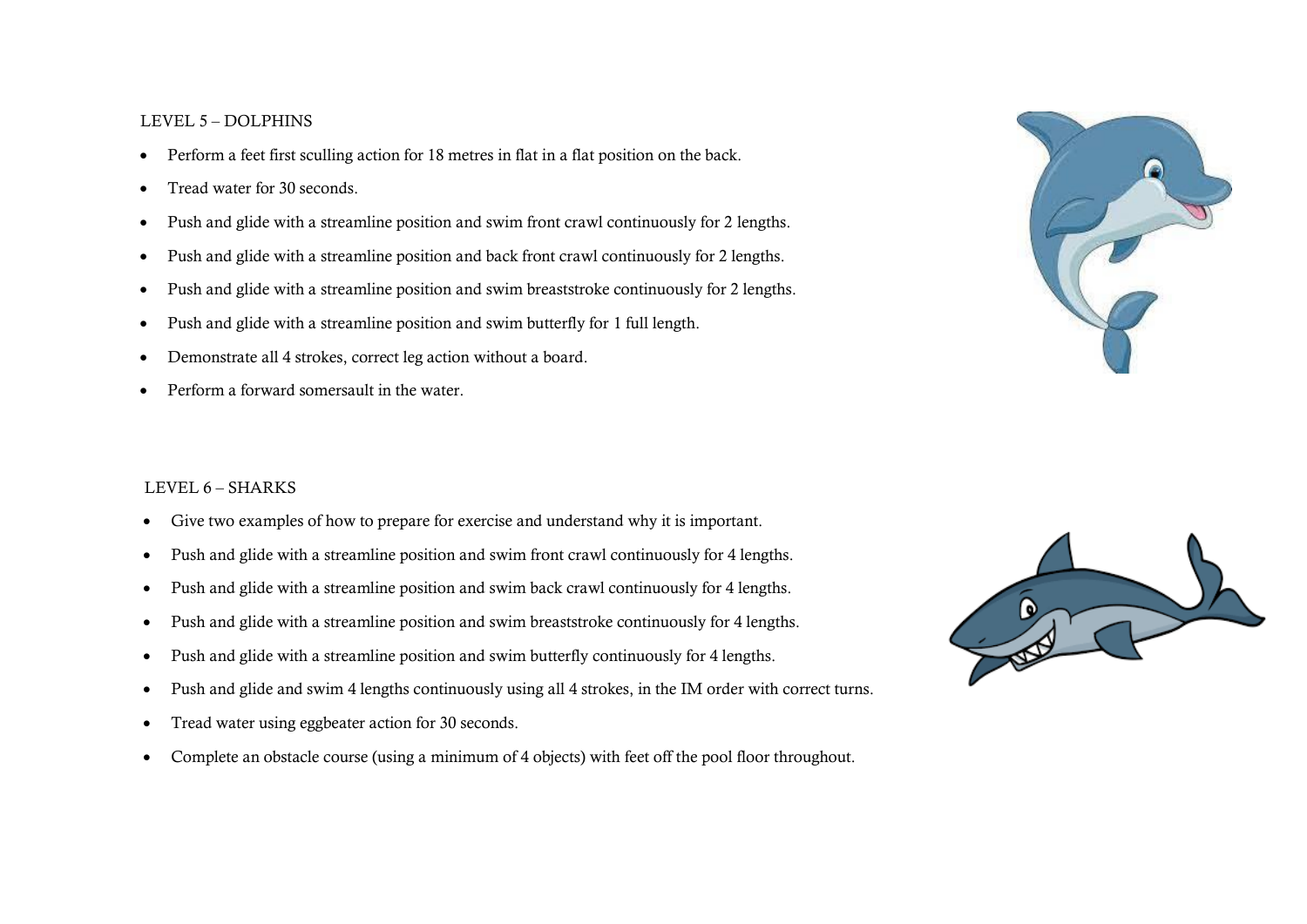LEVEL 5 – DOLPHINS

- Perform a feet first sculling action for 18 metres in flat in a flat position on the back.
- Tread water for 30 seconds.
- Push and glide with a streamline position and swim front crawl continuously for 2 lengths.
- Push and glide with a streamline position and back front crawl continuously for 2 lengths.
- Push and glide with a streamline position and swim breaststroke continuously for 2 lengths.
- Push and glide with a streamline position and swim butterfly for 1 full length.
- Demonstrate all 4 strokes, correct leg action without a board.
- Perform a forward somersault in the water.

LEVEL 6 – SHARKS

- Give two examples of how to prepare for exercise and understand why it is important.
- Push and glide with a streamline position and swim front crawl continuously for 4 lengths.
- Push and glide with a streamline position and swim back crawl continuously for 4 lengths.
- Push and glide with a streamline position and swim breaststroke continuously for 4 lengths.
- Push and glide with a streamline position and swim butterfly continuously for 4 lengths.
- Push and glide and swim 4 lengths continuously using all 4 strokes, in the IM order with correct turns.
- Tread water using eggbeater action for 30 seconds.
- Complete an obstacle course (using a minimum of 4 objects) with feet off the pool floor throughout.